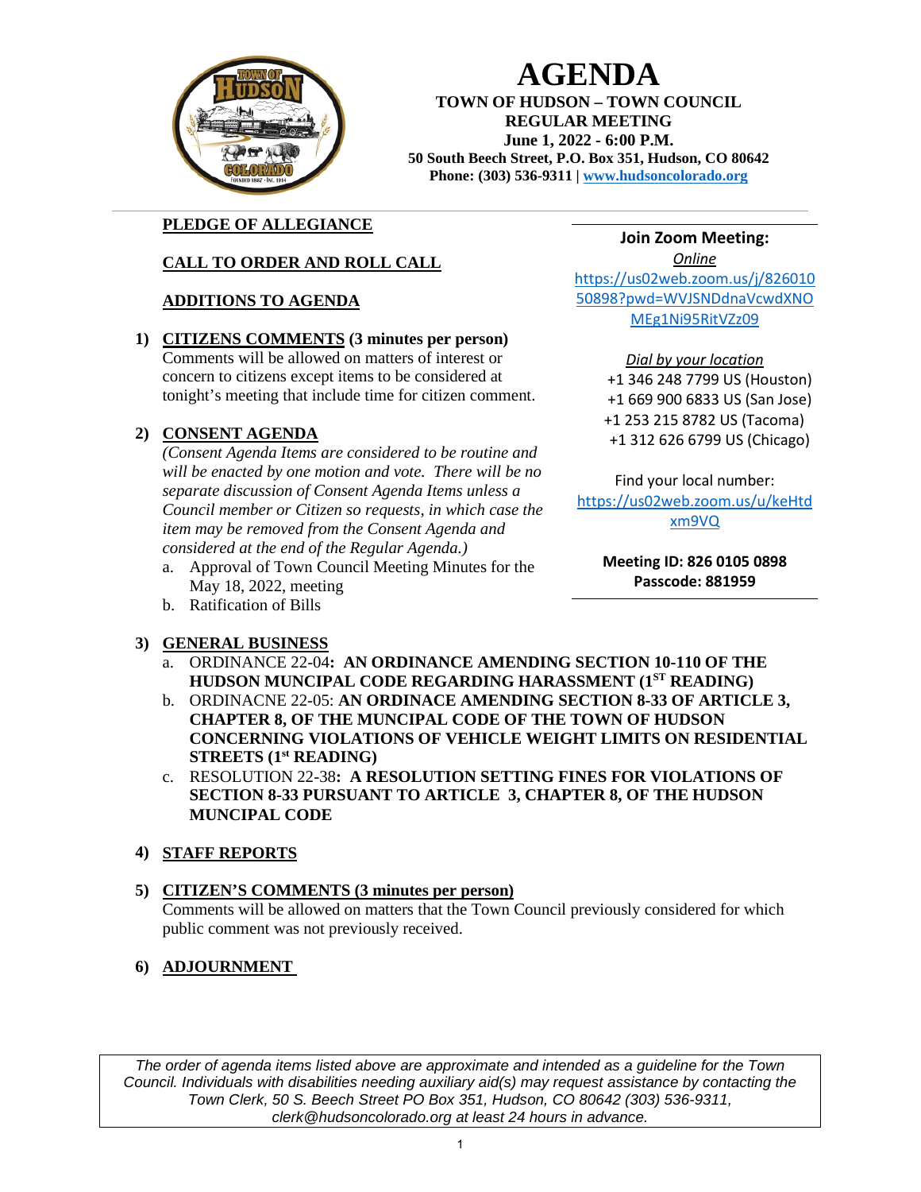# AGENDA

**TOWN OF HUDSON – TOWN COUNCIL**
**REGULAR MEETING**
**June 1, 2022 - 6:00 P.M.**
**50 South Beech Street, P.O. Box 351, Hudson, CO 80642**
**Phone: (303) 536-9311 | www.hudsoncolorado.org**

**PLEDGE OF ALLEGIANCE**

**CALL TO ORDER AND ROLL CALL**

**ADDITIONS TO AGENDA**

1) **CITIZENS COMMENTS (3 minutes per person)**
Comments will be allowed on matters of interest or concern to citizens except items to be considered at tonight's meeting that include time for citizen comment.

2) **CONSENT AGENDA**
*(Consent Agenda Items are considered to be routine and will be enacted by one motion and vote. There will be no separate discussion of Consent Agenda Items unless a Council member or Citizen so requests, in which case the item may be removed from the Consent Agenda and considered at the end of the Regular Agenda.)*
   a. Approval of Town Council Meeting Minutes for the May 18, 2022, meeting
   b. Ratification of Bills

**Join Zoom Meeting:**
*Online*
https://us02web.zoom.us/j/82601050898?pwd=WVJSNDdnaVcwdXNOMEg1Ni95RitVZz09

*Dial by your location*
+1 346 248 7799 US (Houston)
+1 669 900 6833 US (San Jose)
+1 253 215 8782 US (Tacoma)
+1 312 626 6799 US (Chicago)

Find your local number:
https://us02web.zoom.us/u/keHtdxm9VQ

**Meeting ID: 826 0105 0898**
**Passcode: 881959**

3) **GENERAL BUSINESS**
   a. ORDINANCE 22-04**: AN ORDINANCE AMENDING SECTION 10-110 OF THE HUDSON MUNCIPAL CODE REGARDING HARASSMENT (1ST READING)**
   b. ORDINACNE 22-05: **AN ORDINACE AMENDING SECTION 8-33 OF ARTICLE 3, CHAPTER 8, OF THE MUNCIPAL CODE OF THE TOWN OF HUDSON CONCERNING VIOLATIONS OF VEHICLE WEIGHT LIMITS ON RESIDENTIAL STREETS (1st READING)**
   c. RESOLUTION 22-38**: A RESOLUTION SETTING FINES FOR VIOLATIONS OF SECTION 8-33 PURSUANT TO ARTICLE 3, CHAPTER 8, OF THE HUDSON MUNCIPAL CODE**

4) **STAFF REPORTS**

5) **CITIZEN'S COMMENTS (3 minutes per person)**
Comments will be allowed on matters that the Town Council previously considered for which public comment was not previously received.

6) **ADJOURNMENT**

*The order of agenda items listed above are approximate and intended as a guideline for the Town Council. Individuals with disabilities needing auxiliary aid(s) may request assistance by contacting the Town Clerk, 50 S. Beech Street PO Box 351, Hudson, CO 80642 (303) 536-9311, clerk@hudsoncolorado.org at least 24 hours in advance.*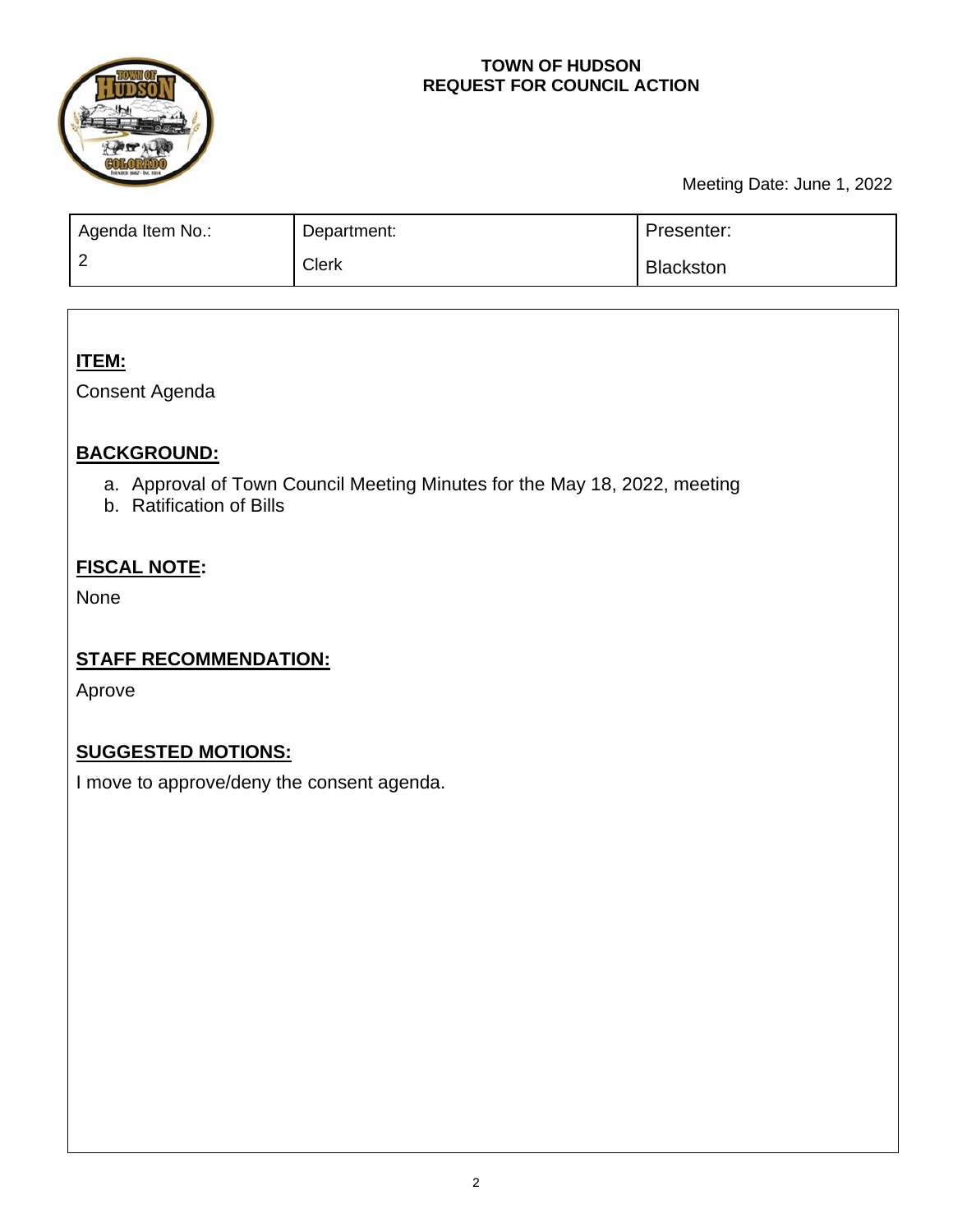**TOWN OF HUDSON**
**REQUEST FOR COUNCIL ACTION**

Meeting Date: June 1, 2022

| Agenda Item No.: | Department: | Presenter: |
|---|---|---|
| 2 | Clerk | Blackston |

**ITEM:**

Consent Agenda

**BACKGROUND:**

a. Approval of Town Council Meeting Minutes for the May 18, 2022, meeting
b. Ratification of Bills

**FISCAL NOTE:**

None

**STAFF RECOMMENDATION:**

Aprove

**SUGGESTED MOTIONS:**

I move to approve/deny the consent agenda.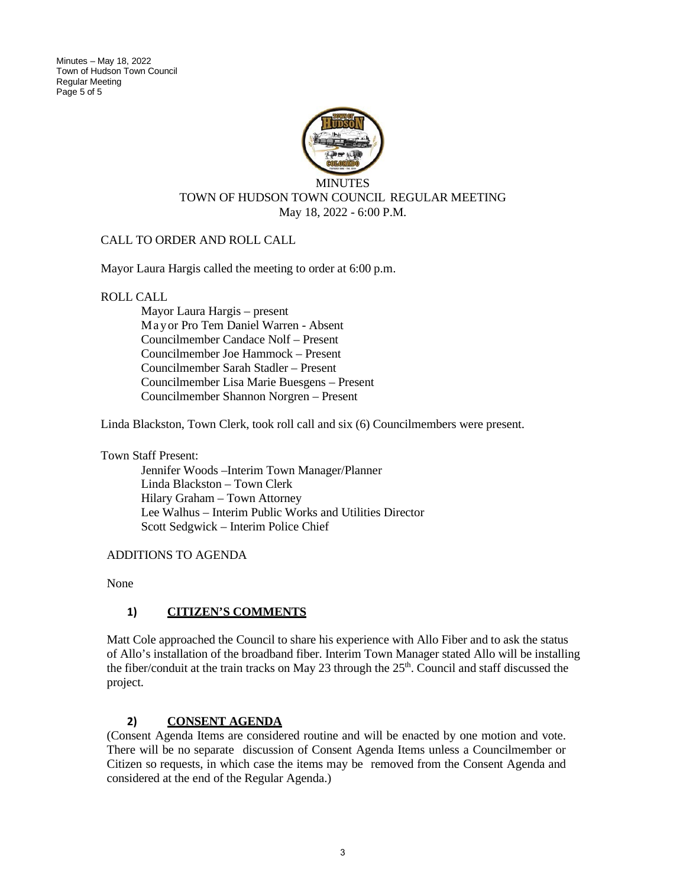# MINUTES

## TOWN OF HUDSON TOWN COUNCIL REGULAR MEETING

May 18, 2022 - 6:00 P.M.

CALL TO ORDER AND ROLL CALL

Mayor Laura Hargis called the meeting to order at 6:00 p.m.

ROLL CALL

- Mayor Laura Hargis – present
- Mayor Pro Tem Daniel Warren - Absent
- Councilmember Candace Nolf – Present
- Councilmember Joe Hammock – Present
- Councilmember Sarah Stadler – Present
- Councilmember Lisa Marie Buesgens – Present
- Councilmember Shannon Norgren – Present

Linda Blackston, Town Clerk, took roll call and six (6) Councilmembers were present.

Town Staff Present:

- Jennifer Woods –Interim Town Manager/Planner
- Linda Blackston – Town Clerk
- Hilary Graham – Town Attorney
- Lee Walhus – Interim Public Works and Utilities Director
- Scott Sedgwick – Interim Police Chief

ADDITIONS TO AGENDA

None

## 1) CITIZEN'S COMMENTS

Matt Cole approached the Council to share his experience with Allo Fiber and to ask the status of Allo's installation of the broadband fiber. Interim Town Manager stated Allo will be installing the fiber/conduit at the train tracks on May 23 through the 25th. Council and staff discussed the project.

## 2) CONSENT AGENDA

(Consent Agenda Items are considered routine and will be enacted by one motion and vote. There will be no separate discussion of Consent Agenda Items unless a Councilmember or Citizen so requests, in which case the items may be removed from the Consent Agenda and considered at the end of the Regular Agenda.)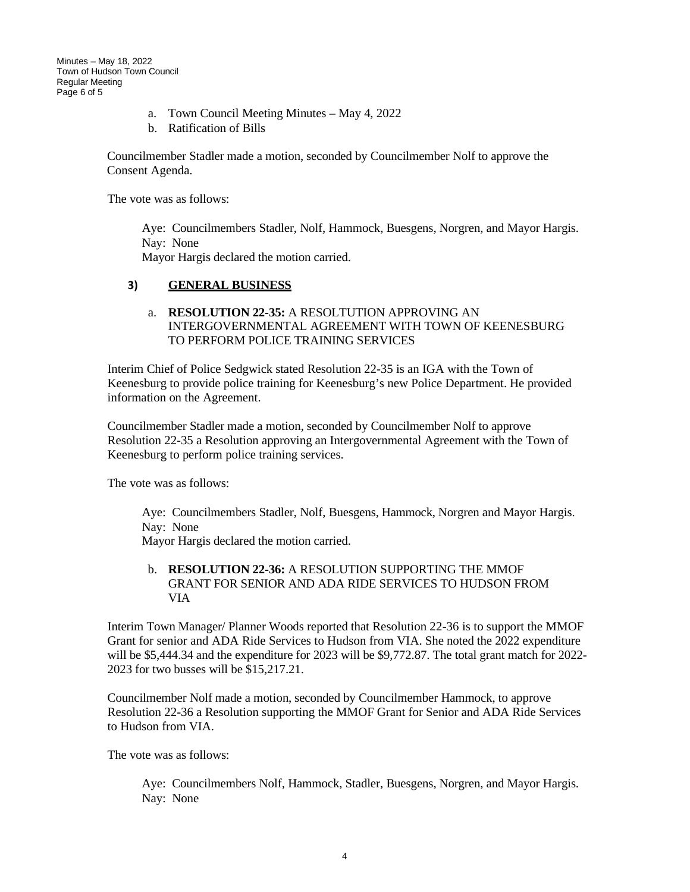a. Town Council Meeting Minutes – May 4, 2022
b. Ratification of Bills

Councilmember Stadler made a motion, seconded by Councilmember Nolf to approve the Consent Agenda.

The vote was as follows:

> Aye: Councilmembers Stadler, Nolf, Hammock, Buesgens, Norgren, and Mayor Hargis.
> Nay: None
> Mayor Hargis declared the motion carried.

## 3) GENERAL BUSINESS

a. **RESOLUTION 22-35:** A RESOLTUTION APPROVING AN INTERGOVERNMENTAL AGREEMENT WITH TOWN OF KEENESBURG TO PERFORM POLICE TRAINING SERVICES

Interim Chief of Police Sedgwick stated Resolution 22-35 is an IGA with the Town of Keenesburg to provide police training for Keenesburg's new Police Department. He provided information on the Agreement.

Councilmember Stadler made a motion, seconded by Councilmember Nolf to approve Resolution 22-35 a Resolution approving an Intergovernmental Agreement with the Town of Keenesburg to perform police training services.

The vote was as follows:

> Aye: Councilmembers Stadler, Nolf, Buesgens, Hammock, Norgren and Mayor Hargis.
> Nay: None
> Mayor Hargis declared the motion carried.

b. **RESOLUTION 22-36:** A RESOLUTION SUPPORTING THE MMOF GRANT FOR SENIOR AND ADA RIDE SERVICES TO HUDSON FROM VIA

Interim Town Manager/ Planner Woods reported that Resolution 22-36 is to support the MMOF Grant for senior and ADA Ride Services to Hudson from VIA. She noted the 2022 expenditure will be $5,444.34 and the expenditure for 2023 will be $9,772.87. The total grant match for 2022-2023 for two busses will be $15,217.21.

Councilmember Nolf made a motion, seconded by Councilmember Hammock, to approve Resolution 22-36 a Resolution supporting the MMOF Grant for Senior and ADA Ride Services to Hudson from VIA.

The vote was as follows:

> Aye: Councilmembers Nolf, Hammock, Stadler, Buesgens, Norgren, and Mayor Hargis.
> Nay: None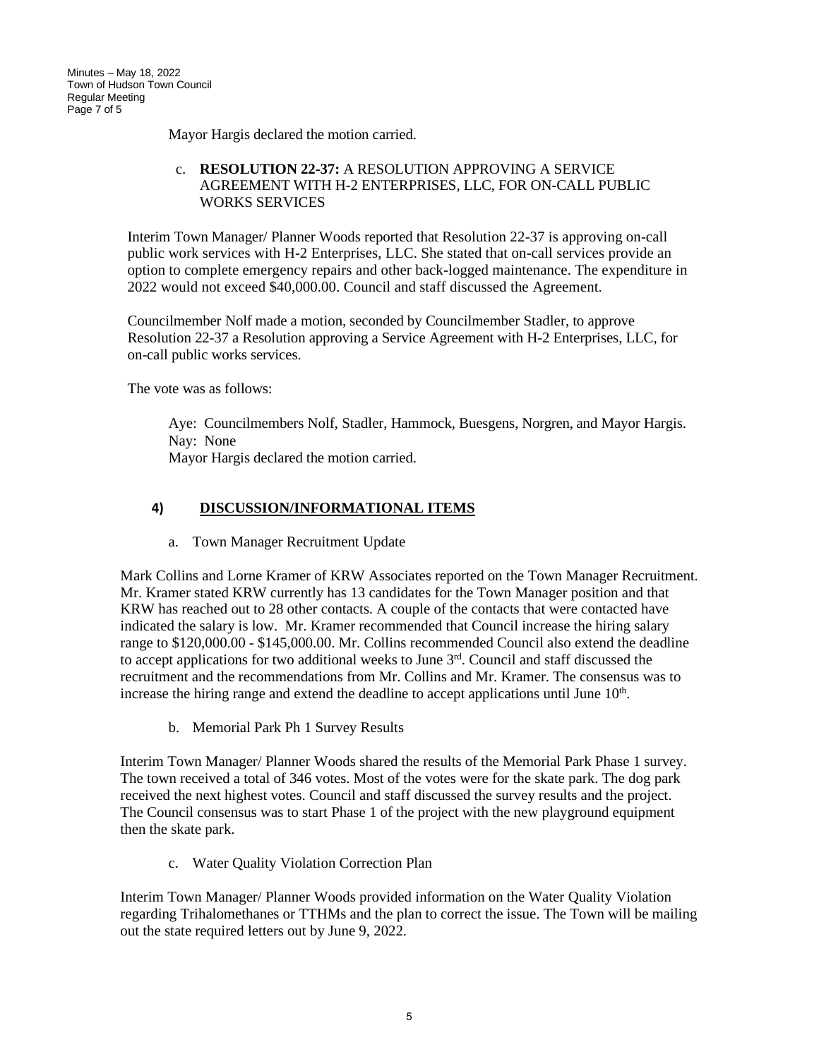Mayor Hargis declared the motion carried.

c. **RESOLUTION 22-37:** A RESOLUTION APPROVING A SERVICE AGREEMENT WITH H-2 ENTERPRISES, LLC, FOR ON-CALL PUBLIC WORKS SERVICES

Interim Town Manager/ Planner Woods reported that Resolution 22-37 is approving on-call public work services with H-2 Enterprises, LLC. She stated that on-call services provide an option to complete emergency repairs and other back-logged maintenance. The expenditure in 2022 would not exceed $40,000.00. Council and staff discussed the Agreement.

Councilmember Nolf made a motion, seconded by Councilmember Stadler, to approve Resolution 22-37 a Resolution approving a Service Agreement with H-2 Enterprises, LLC, for on-call public works services.

The vote was as follows:

Aye: Councilmembers Nolf, Stadler, Hammock, Buesgens, Norgren, and Mayor Hargis.
Nay: None
Mayor Hargis declared the motion carried.

## 4) DISCUSSION/INFORMATIONAL ITEMS

a. Town Manager Recruitment Update

Mark Collins and Lorne Kramer of KRW Associates reported on the Town Manager Recruitment. Mr. Kramer stated KRW currently has 13 candidates for the Town Manager position and that KRW has reached out to 28 other contacts. A couple of the contacts that were contacted have indicated the salary is low. Mr. Kramer recommended that Council increase the hiring salary range to $120,000.00 - $145,000.00. Mr. Collins recommended Council also extend the deadline to accept applications for two additional weeks to June 3rd. Council and staff discussed the recruitment and the recommendations from Mr. Collins and Mr. Kramer. The consensus was to increase the hiring range and extend the deadline to accept applications until June 10th.

b. Memorial Park Ph 1 Survey Results

Interim Town Manager/ Planner Woods shared the results of the Memorial Park Phase 1 survey. The town received a total of 346 votes. Most of the votes were for the skate park. The dog park received the next highest votes. Council and staff discussed the survey results and the project. The Council consensus was to start Phase 1 of the project with the new playground equipment then the skate park.

c. Water Quality Violation Correction Plan

Interim Town Manager/ Planner Woods provided information on the Water Quality Violation regarding Trihalomethanes or TTHMs and the plan to correct the issue. The Town will be mailing out the state required letters out by June 9, 2022.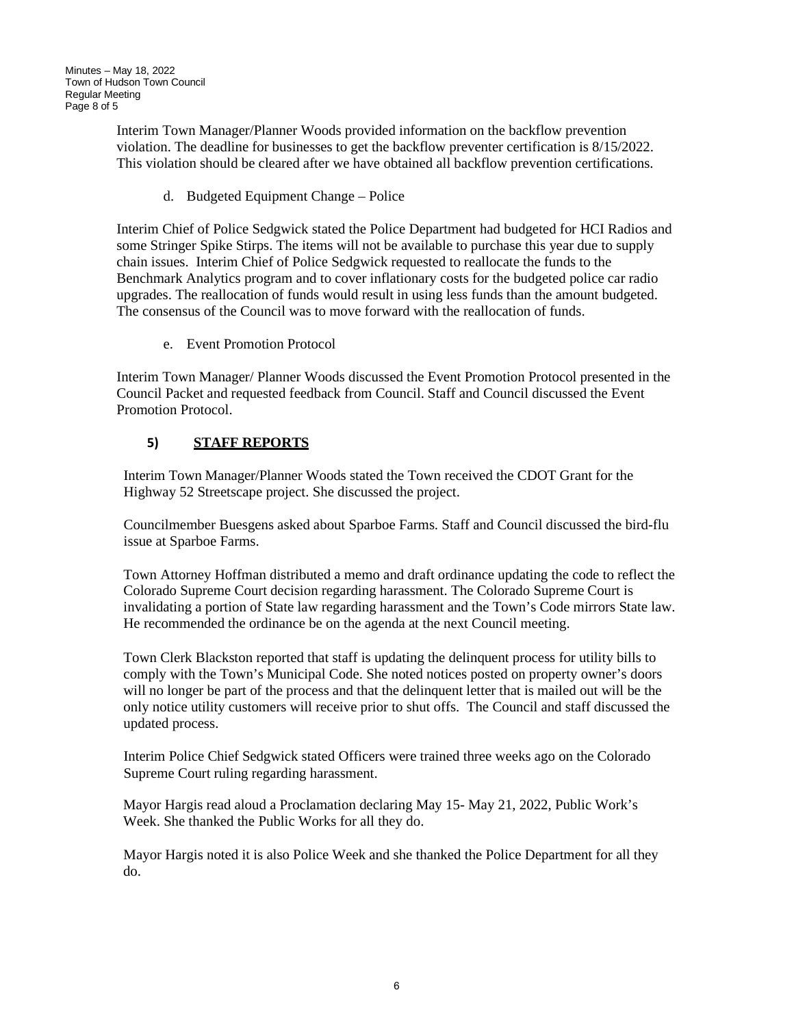Interim Town Manager/Planner Woods provided information on the backflow prevention violation. The deadline for businesses to get the backflow preventer certification is 8/15/2022. This violation should be cleared after we have obtained all backflow prevention certifications.

d. Budgeted Equipment Change – Police

Interim Chief of Police Sedgwick stated the Police Department had budgeted for HCI Radios and some Stringer Spike Stirps. The items will not be available to purchase this year due to supply chain issues. Interim Chief of Police Sedgwick requested to reallocate the funds to the Benchmark Analytics program and to cover inflationary costs for the budgeted police car radio upgrades. The reallocation of funds would result in using less funds than the amount budgeted. The consensus of the Council was to move forward with the reallocation of funds.

e. Event Promotion Protocol

Interim Town Manager/ Planner Woods discussed the Event Promotion Protocol presented in the Council Packet and requested feedback from Council. Staff and Council discussed the Event Promotion Protocol.

## 5) STAFF REPORTS

Interim Town Manager/Planner Woods stated the Town received the CDOT Grant for the Highway 52 Streetscape project. She discussed the project.

Councilmember Buesgens asked about Sparboe Farms. Staff and Council discussed the bird-flu issue at Sparboe Farms.

Town Attorney Hoffman distributed a memo and draft ordinance updating the code to reflect the Colorado Supreme Court decision regarding harassment. The Colorado Supreme Court is invalidating a portion of State law regarding harassment and the Town's Code mirrors State law. He recommended the ordinance be on the agenda at the next Council meeting.

Town Clerk Blackston reported that staff is updating the delinquent process for utility bills to comply with the Town's Municipal Code. She noted notices posted on property owner's doors will no longer be part of the process and that the delinquent letter that is mailed out will be the only notice utility customers will receive prior to shut offs. The Council and staff discussed the updated process.

Interim Police Chief Sedgwick stated Officers were trained three weeks ago on the Colorado Supreme Court ruling regarding harassment.

Mayor Hargis read aloud a Proclamation declaring May 15- May 21, 2022, Public Work's Week. She thanked the Public Works for all they do.

Mayor Hargis noted it is also Police Week and she thanked the Police Department for all they do.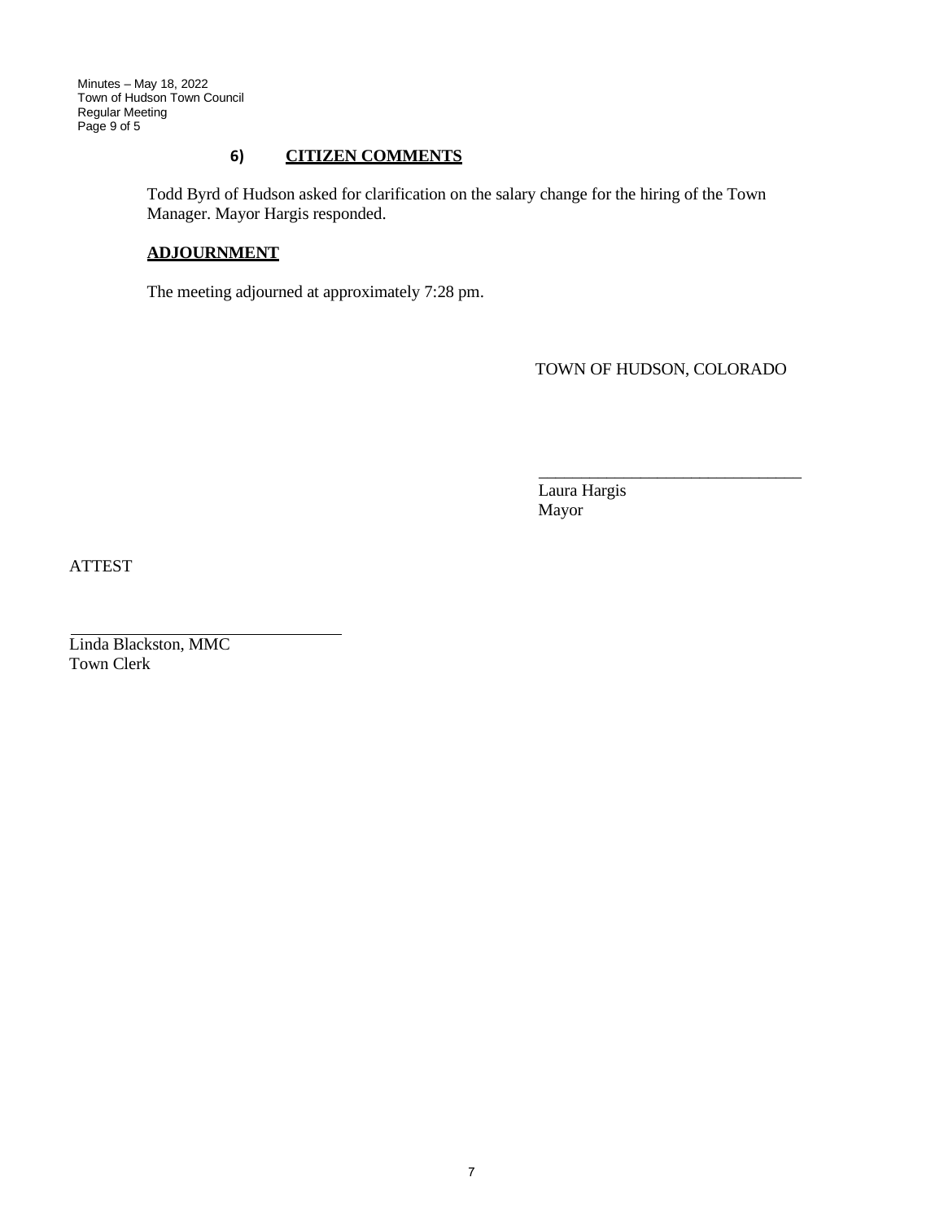## 6) CITIZEN COMMENTS

Todd Byrd of Hudson asked for clarification on the salary change for the hiring of the Town Manager. Mayor Hargis responded.

## ADJOURNMENT

The meeting adjourned at approximately 7:28 pm.

TOWN OF HUDSON, COLORADO

\_\_\_\_\_\_\_\_\_\_\_\_\_\_\_\_\_\_\_\_\_\_\_\_\_\_\_\_\_\_\_\_

Laura Hargis
Mayor

ATTEST

\_\_\_\_\_\_\_\_\_\_\_\_\_\_\_\_\_\_\_\_\_\_\_\_\_\_\_\_\_\_\_\_

Linda Blackston, MMC
Town Clerk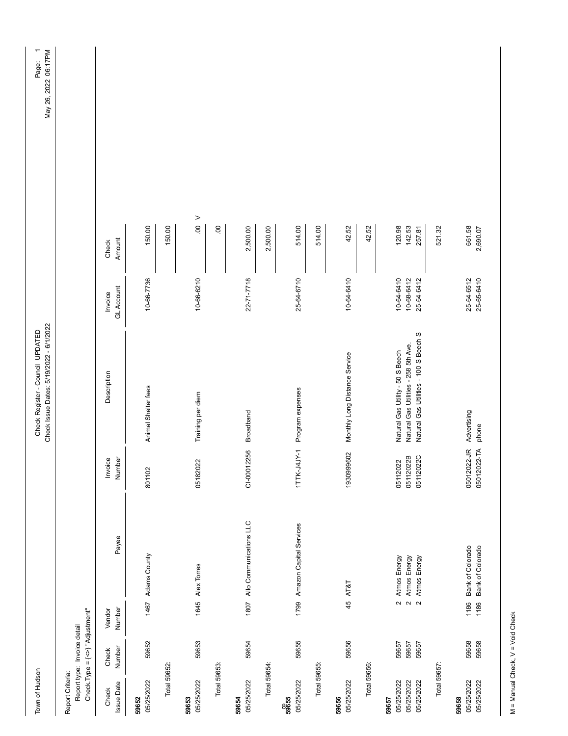Town of Hudson

Check Register - Council_UPDATED
Check Issue Dates: 5/19/2022 - 6/1/2022

Report Criteria:
Report type: Invoice detail
Check.Type = {<>} "Adjustment"

| Check Issue Date | Check Number | Vendor Number | Payee | Invoice Number | Description | Invoice GL Account | Check Amount |
|---|---|---|---|---|---|---|---|
| **59652** | | | | | | | |
| 05/25/2022 | 59652 | 1467 | Adams County | 801102 | Animal Shelter fees | 10-66-7736 | 150.00 |
| Total 59652: | | | | | | | 150.00 |
| **59653** | | | | | | | |
| 05/25/2022 | 59653 | 1645 | Alex Torres | 05182022 | Training per diem | 10-66-6210 | .00 V |
| Total 59653: | | | | | | | .00 |
| **59654** | | | | | | | |
| 05/25/2022 | 59654 | 1807 | Allo Communications LLC | CI-00012256 | Broadband | 22-71-7718 | 2,500.00 |
| Total 59654: | | | | | | | 2,500.00 |
| **59655** | | | | | | | |
| 05/25/2022 | 59655 | 1799 | Amazon Capital Services | 1TTK-J4JY-1 | Program expenses | 25-64-6710 | 514.00 |
| Total 59655: | | | | | | | 514.00 |
| **59656** | | | | | | | |
| 05/25/2022 | 59656 | 45 | AT&T | 1930999602 | Monthly Long Distance Service | 10-64-6410 | 42.52 |
| Total 59656: | | | | | | | 42.52 |
| **59657** | | | | | | | |
| 05/25/2022 | 59657 | 2 | Atmos Energy | 05112022 | Natural Gas Utility - 50 S Beech | 10-64-6410 | 120.98 |
| 05/25/2022 | 59657 | 2 | Atmos Energy | 05112022B | Natural Gas Utilities - 258 5th Ave. | 10-68-6412 | 142.53 |
| 05/25/2022 | 59657 | 2 | Atmos Energy | 05112022C | Natural Gas Utilities - 100 S Beech S | 25-64-6412 | 257.81 |
| Total 59657: | | | | | | | 521.32 |
| **59658** | | | | | | | |
| 05/25/2022 | 59658 | 1186 | Bank of Colorado | 05012022-JR | Advertising | 25-64-6512 | 661.58 |
| 05/25/2022 | 59658 | 1186 | Bank of Colorado | 05012022-TA | phone | 25-65-6410 | 2,690.07 |

M = Manual Check, V = Void Check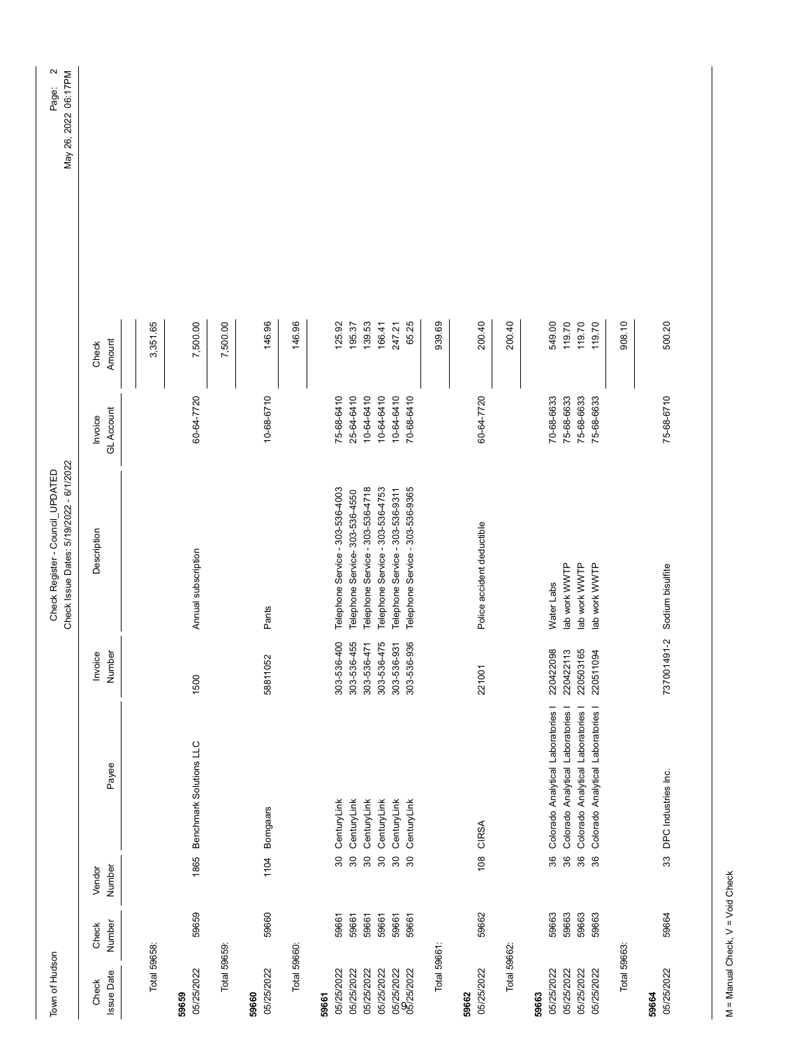Town of Hudson

Check Register - Council_UPDATED
Check Issue Dates: 5/19/2022 - 6/1/2022

| Check Issue Date | Check Number | Vendor Number | Payee | Invoice Number | Description | Invoice GL Account | Check Amount |
|---|---|---|---|---|---|---|---|
| Total 59658: | | | | | | | 3,351.65 |
| **59659** | | | | | | | |
| 05/25/2022 | 59659 | 1865 | Benchmark Solutions LLC | 1500 | Annual subscription | 60-64-7720 | 7,500.00 |
| Total 59659: | | | | | | | 7,500.00 |
| **59660** | | | | | | | |
| 05/25/2022 | 59660 | 1104 | Bomgaars | 58811052 | Pants | 10-68-6710 | 146.96 |
| Total 59660: | | | | | | | 146.96 |
| **59661** | | | | | | | |
| 05/25/2022 | 59661 | 30 | CenturyLink | 303-536-400 | Telephone Service - 303-536-4003 | 75-68-6410 | 125.92 |
| 05/25/2022 | 59661 | 30 | CenturyLink | 303-536-455 | Telephone Service- 303-536-4550 | 25-64-6410 | 195.37 |
| 05/25/2022 | 59661 | 30 | CenturyLink | 303-536-471 | Telephone Service - 303-536-4718 | 10-64-6410 | 139.53 |
| 05/25/2022 | 59661 | 30 | CenturyLink | 303-536-475 | Telephone Service - 303-536-4753 | 10-64-6410 | 166.41 |
| 05/25/2022 | 59661 | 30 | CenturyLink | 303-536-931 | Telephone Service - 303-536-9311 | 10-64-6410 | 247.21 |
| 05/25/2022 | 59661 | 30 | CenturyLink | 303-536-936 | Telephone Service - 303-536-9365 | 70-68-6410 | 65.25 |
| Total 59661: | | | | | | | 939.69 |
| **59662** | | | | | | | |
| 05/25/2022 | 59662 | 108 | CIRSA | 221001 | Police accident deductible | 60-64-7720 | 200.40 |
| Total 59662: | | | | | | | 200.40 |
| **59663** | | | | | | | |
| 05/25/2022 | 59663 | 36 | Colorado Analytical Laboratories I | 220422098 | Water Labs | 70-68-6633 | 549.00 |
| 05/25/2022 | 59663 | 36 | Colorado Analytical Laboratories I | 220422113 | lab work WWTP | 75-68-6633 | 119.70 |
| 05/25/2022 | 59663 | 36 | Colorado Analytical Laboratories I | 220503165 | lab work WWTP | 75-68-6633 | 119.70 |
| 05/25/2022 | 59663 | 36 | Colorado Analytical Laboratories I | 220511094 | lab work WWTP | 75-68-6633 | 119.70 |
| Total 59663: | | | | | | | 908.10 |
| **59664** | | | | | | | |
| 05/25/2022 | 59664 | 33 | DPC Industries Inc. | 737001491-2 | Sodium bisulfite | 75-68-6710 | 500.20 |

M = Manual Check, V = Void Check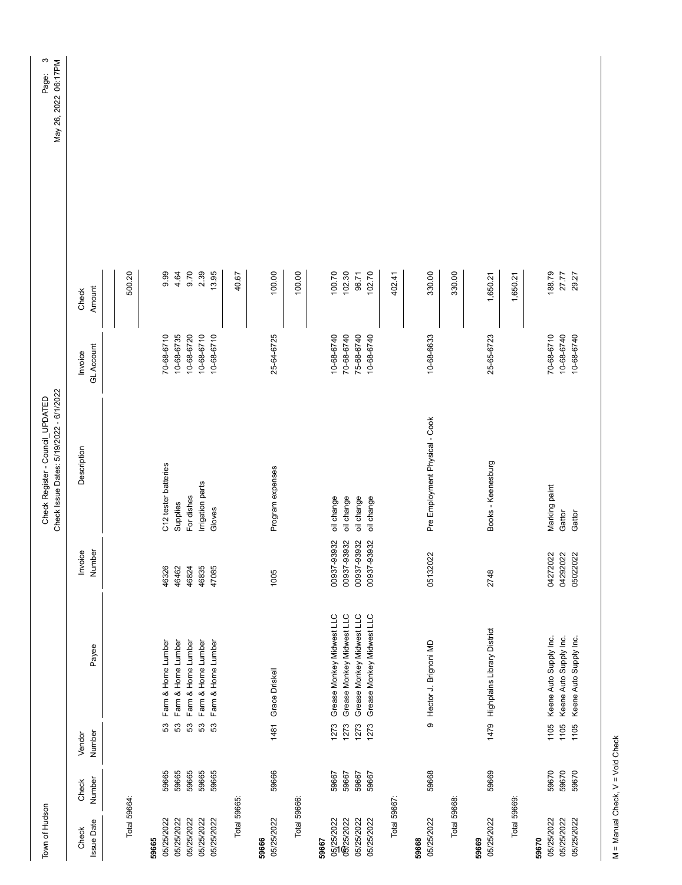Town of Hudson

Check Register - Council_UPDATED
Check Issue Dates: 5/19/2022 - 6/1/2022

| Check Issue Date | Check Number | Vendor Number | Payee | Invoice Number | Description | Invoice GL Account | Check Amount |
|---|---|---|---|---|---|---|---|
| Total 59664: | | | | | | | 500.20 |
| **59665** | | | | | | | |
| 05/25/2022 | 59665 | 53 | Farm & Home Lumber | 46326 | C12 tester batteries | 70-68-6710 | 9.99 |
| 05/25/2022 | 59665 | 53 | Farm & Home Lumber | 46462 | Supplies | 10-68-6735 | 4.64 |
| 05/25/2022 | 59665 | 53 | Farm & Home Lumber | 46824 | For dishes | 10-68-6720 | 9.70 |
| 05/25/2022 | 59665 | 53 | Farm & Home Lumber | 46835 | Irrigation parts | 10-68-6710 | 2.39 |
| 05/25/2022 | 59665 | 53 | Farm & Home Lumber | 47085 | Gloves | 10-68-6710 | 13.95 |
| Total 59665: | | | | | | | 40.67 |
| **59666** | | | | | | | |
| 05/25/2022 | 59666 | 1481 | Grace Driskell | 1005 | Program expenses | 25-64-6725 | 100.00 |
| Total 59666: | | | | | | | 100.00 |
| **59667** | | | | | | | |
| 05/25/2022 | 59667 | 1273 | Grease Monkey Midwest LLC | 00937-93932 | oil change | 10-68-6740 | 100.70 |
| 05/25/2022 | 59667 | 1273 | Grease Monkey Midwest LLC | 00937-93932 | oil change | 70-68-6740 | 102.30 |
| 05/25/2022 | 59667 | 1273 | Grease Monkey Midwest LLC | 00937-93932 | oil change | 75-68-6740 | 96.71 |
| 05/25/2022 | 59667 | 1273 | Grease Monkey Midwest LLC | 00937-93932 | oil change | 10-68-6740 | 102.70 |
| Total 59667: | | | | | | | 402.41 |
| **59668** | | | | | | | |
| 05/25/2022 | 59668 | 9 | Hector J. Brignoni MD | 05132022 | Pre Employment Physical - Cook | 10-68-6633 | 330.00 |
| Total 59668: | | | | | | | 330.00 |
| **59669** | | | | | | | |
| 05/25/2022 | 59669 | 1479 | Highplains Library District | 2748 | Books - Keenesburg | 25-65-6723 | 1,650.21 |
| Total 59669: | | | | | | | 1,650.21 |
| **59670** | | | | | | | |
| 05/25/2022 | 59670 | 1105 | Keene Auto Supply Inc. | 04272022 | Marking paint | 70-68-6710 | 188.79 |
| 05/25/2022 | 59670 | 1105 | Keene Auto Supply Inc. | 04292022 | Gattor | 10-68-6740 | 27.77 |
| 05/25/2022 | 59670 | 1105 | Keene Auto Supply Inc. | 05022022 | Gattor | 10-68-6740 | 29.27 |

M = Manual Check, V = Void Check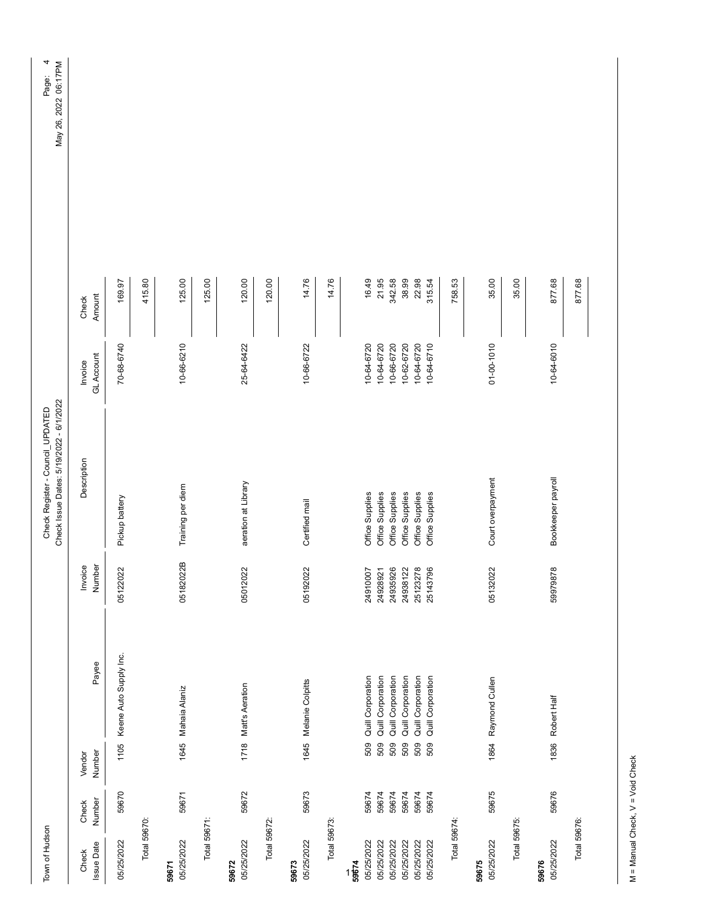Town of Hudson

Check Register - Council_UPDATED
Check Issue Dates: 5/19/2022 - 6/1/2022

| Check Issue Date | Check Number | Vendor Number | Payee | Invoice Number | Description | Invoice GL Account | Check Amount |
|---|---|---|---|---|---|---|---|
| 05/25/2022 | 59670 | 1105 | Keene Auto Supply Inc. | 05122022 | Pickup battery | 70-68-6740 | 169.97 |
| Total 59670: | | | | | | | 415.80 |
| **59671** | | | | | | | |
| 05/25/2022 | 59671 | 1645 | Mahala Alaniz | 05182022B | Training per diem | 10-66-6210 | 125.00 |
| Total 59671: | | | | | | | 125.00 |
| **59672** | | | | | | | |
| 05/25/2022 | 59672 | 1718 | Matt's Aeration | 05012022 | aeration at Library | 25-64-6422 | 120.00 |
| Total 59672: | | | | | | | 120.00 |
| **59673** | | | | | | | |
| 05/25/2022 | 59673 | 1645 | Melanie Colpitts | 05192022 | Certified mail | 10-66-6722 | 14.76 |
| Total 59673: | | | | | | | 14.76 |
| **59674** | | | | | | | |
| 05/25/2022 | 59674 | 509 | Quill Corporation | 24910007 | Office Supplies | 10-64-6720 | 16.49 |
| 05/25/2022 | 59674 | 509 | Quill Corporation | 24928921 | Office Supplies | 10-64-6720 | 21.95 |
| 05/25/2022 | 59674 | 509 | Quill Corporation | 24935926 | Office Supplies | 10-66-6720 | 342.58 |
| 05/25/2022 | 59674 | 509 | Quill Corporation | 24938122 | Office Supplies | 10-62-6720 | 38.99 |
| 05/25/2022 | 59674 | 509 | Quill Corporation | 25123278 | Office Supplies | 10-64-6720 | 22.98 |
| 05/25/2022 | 59674 | 509 | Quill Corporation | 25143796 | Office Supplies | 10-64-6710 | 315.54 |
| Total 59674: | | | | | | | 758.53 |
| **59675** | | | | | | | |
| 05/25/2022 | 59675 | 1864 | Raymond Cullen | 05132022 | Court overpayment | 01-00-1010 | 35.00 |
| Total 59675: | | | | | | | 35.00 |
| **59676** | | | | | | | |
| 05/25/2022 | 59676 | 1836 | Robert Half | 59979878 | Bookkeeper payroll | 10-64-6010 | 877.68 |
| Total 59676: | | | | | | | 877.68 |

M = Manual Check, V = Void Check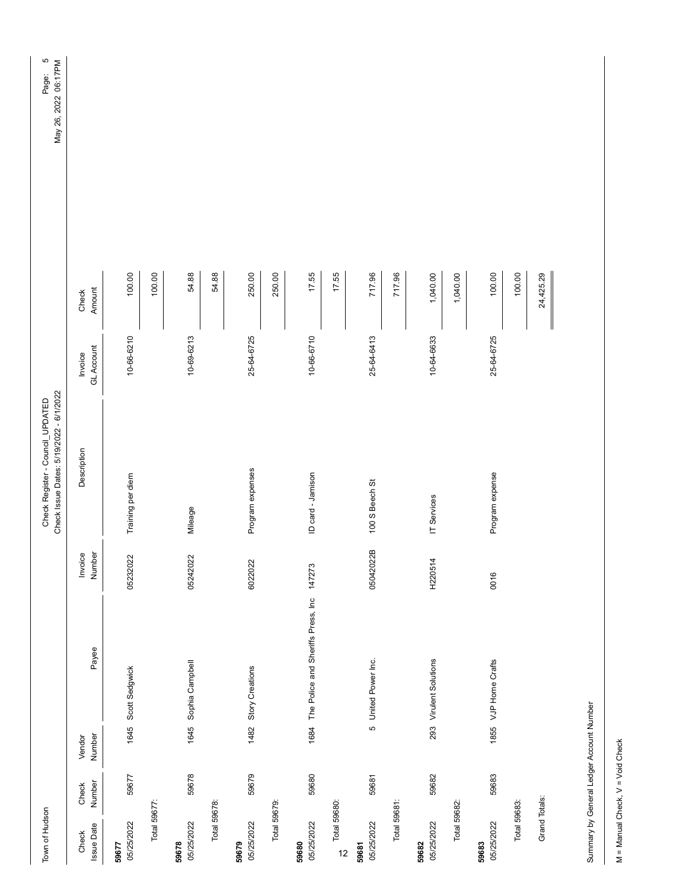Town of Hudson

Check Register - Council_UPDATED
Check Issue Dates: 5/19/2022 - 6/1/2022

| Check Issue Date | Check Number | Vendor Number | Payee | Invoice Number | Description | Invoice GL Account | Check Amount |
|---|---|---|---|---|---|---|---|
| **59677** | | | | | | | |
| 05/25/2022 | 59677 | 1645 | Scott Sedgwick | 05232022 | Training per diem | 10-66-6210 | 100.00 |
| Total 59677: | | | | | | | 100.00 |
| **59678** | | | | | | | |
| 05/25/2022 | 59678 | 1645 | Sophia Campbell | 05242022 | Mileage | 10-69-6213 | 54.88 |
| Total 59678: | | | | | | | 54.88 |
| **59679** | | | | | | | |
| 05/25/2022 | 59679 | 1482 | Story Creations | 6022022 | Program expenses | 25-64-6725 | 250.00 |
| Total 59679: | | | | | | | 250.00 |
| **59680** | | | | | | | |
| 05/25/2022 | 59680 | 1684 | The Police and Sheriffs Press, Inc | 147273 | ID card - Jamison | 10-66-6710 | 17.55 |
| Total 59680: | | | | | | | 17.55 |
| **59681** | | | | | | | |
| 05/25/2022 | 59681 | 5 | United Power Inc. | 05042022B | 100 S Beech St | 25-64-6413 | 717.96 |
| Total 59681: | | | | | | | 717.96 |
| **59682** | | | | | | | |
| 05/25/2022 | 59682 | 293 | Virulent Solutions | H220514 | IT Services | 10-64-6633 | 1,040.00 |
| Total 59682: | | | | | | | 1,040.00 |
| **59683** | | | | | | | |
| 05/25/2022 | 59683 | 1855 | VJP Home Crafts | 0016 | Program expense | 25-64-6725 | 100.00 |
| Total 59683: | | | | | | | 100.00 |
| Grand Totals: | | | | | | | 24,425.29 |

Summary by General Ledger Account Number

M = Manual Check, V = Void Check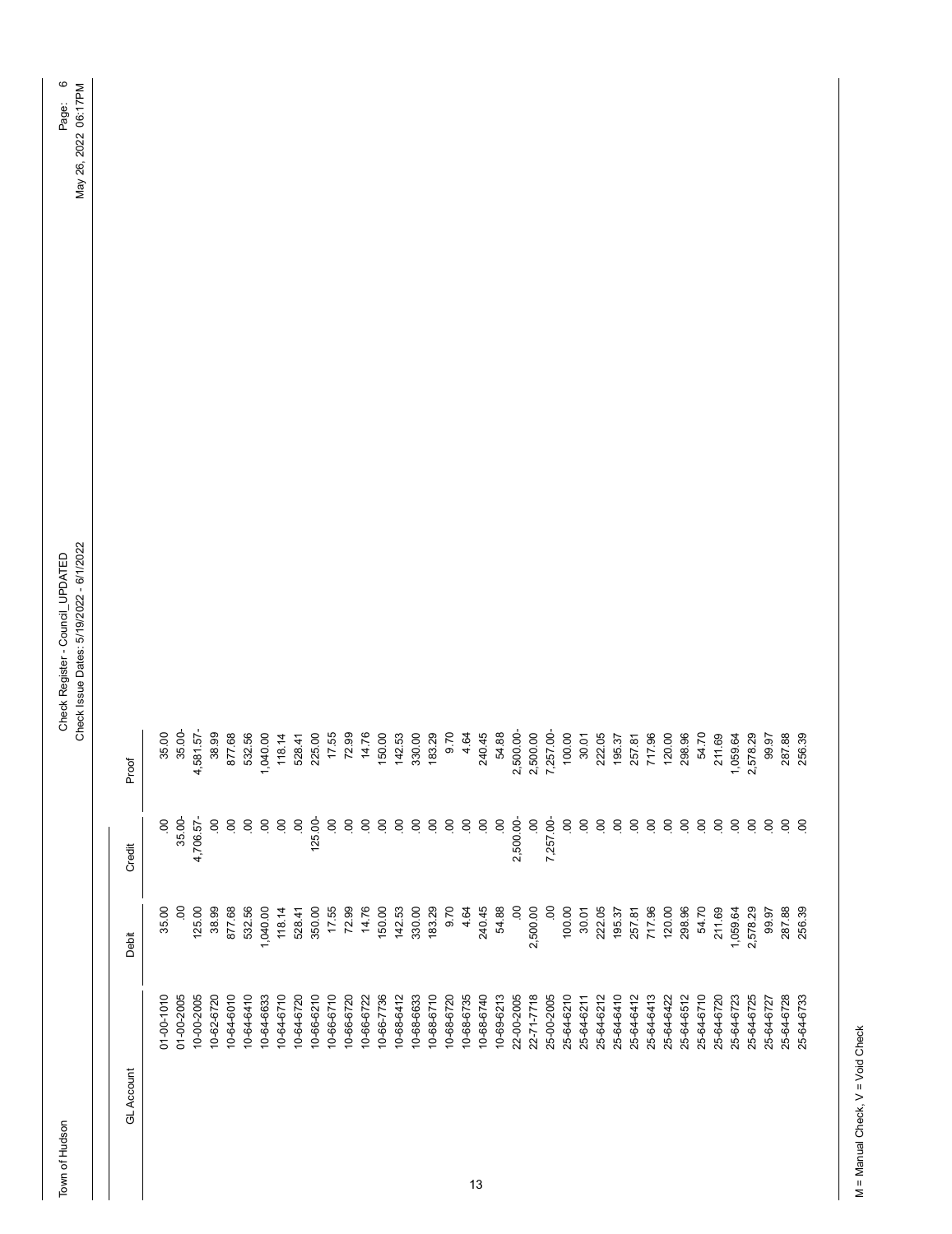Town of Hudson

Check Register - Council_UPDATED
Check Issue Dates: 5/19/2022 - 6/1/2022

May 26, 2022 06:17PM

| GL Account | Debit | Credit | Proof |
|---|---|---|---|
| 01-00-1010 | 35.00 | .00 | 35.00 |
| 01-00-2005 | .00 | 35.00- | 35.00- |
| 10-00-2005 | 125.00 | 4,706.57- | 4,581.57- |
| 10-62-6720 | 38.99 | .00 | 38.99 |
| 10-64-6010 | 877.68 | .00 | 877.68 |
| 10-64-6410 | 532.56 | .00 | 532.56 |
| 10-64-6633 | 1,040.00 | .00 | 1,040.00 |
| 10-64-6710 | 118.14 | .00 | 118.14 |
| 10-64-6720 | 528.41 | .00 | 528.41 |
| 10-66-6210 | 350.00 | 125.00- | 225.00 |
| 10-66-6710 | 17.55 | .00 | 17.55 |
| 10-66-6720 | 72.99 | .00 | 72.99 |
| 10-66-6722 | 14.76 | .00 | 14.76 |
| 10-66-7736 | 150.00 | .00 | 150.00 |
| 10-68-6412 | 142.53 | .00 | 142.53 |
| 10-68-6633 | 330.00 | .00 | 330.00 |
| 10-68-6710 | 183.29 | .00 | 183.29 |
| 10-68-6720 | 9.70 | .00 | 9.70 |
| 10-68-6735 | 4.64 | .00 | 4.64 |
| 10-68-6740 | 240.45 | .00 | 240.45 |
| 10-69-6213 | 54.88 | .00 | 54.88 |
| 22-00-2005 | .00 | 2,500.00- | 2,500.00- |
| 22-71-7718 | 2,500.00 | .00 | 2,500.00 |
| 25-00-2005 | .00 | 7,257.00- | 7,257.00- |
| 25-64-6210 | 100.00 | .00 | 100.00 |
| 25-64-6211 | 30.01 | .00 | 30.01 |
| 25-64-6212 | 222.05 | .00 | 222.05 |
| 25-64-6410 | 195.37 | .00 | 195.37 |
| 25-64-6412 | 257.81 | .00 | 257.81 |
| 25-64-6413 | 717.96 | .00 | 717.96 |
| 25-64-6422 | 120.00 | .00 | 120.00 |
| 25-64-6512 | 298.96 | .00 | 298.96 |
| 25-64-6710 | 54.70 | .00 | 54.70 |
| 25-64-6720 | 211.69 | .00 | 211.69 |
| 25-64-6723 | 1,059.64 | .00 | 1,059.64 |
| 25-64-6725 | 2,578.29 | .00 | 2,578.29 |
| 25-64-6727 | 99.97 | .00 | 99.97 |
| 25-64-6728 | 287.88 | .00 | 287.88 |
| 25-64-6733 | 256.39 | .00 | 256.39 |

M = Manual Check, V = Void Check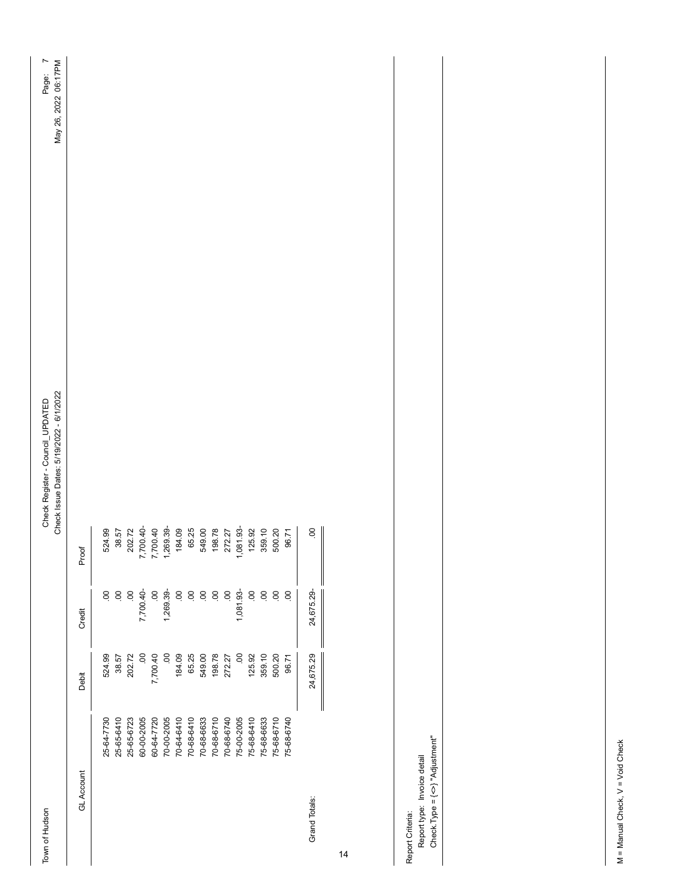Town of Hudson

Check Register - Council_UPDATED
Check Issue Dates: 5/19/2022 - 6/1/2022

| GL Account | Debit | Credit | Proof |
|---|---|---|---|
| 25-64-7730 | 524.99 | .00 | 524.99 |
| 25-65-6410 | 38.57 | .00 | 38.57 |
| 25-65-6723 | 202.72 | .00 | 202.72 |
| 60-00-2005 | .00 | 7,700.40- | 7,700.40- |
| 60-64-7720 | 7,700.40 | .00 | 7,700.40 |
| 70-00-2005 | .00 | 1,269.39- | 1,269.39- |
| 70-64-6410 | 184.09 | .00 | 184.09 |
| 70-68-6410 | 65.25 | .00 | 65.25 |
| 70-68-6633 | 549.00 | .00 | 549.00 |
| 70-68-6710 | 198.78 | .00 | 198.78 |
| 70-68-6740 | 272.27 | .00 | 272.27 |
| 75-00-2005 | .00 | 1,081.93- | 1,081.93- |
| 75-68-6410 | 125.92 | .00 | 125.92 |
| 75-68-6633 | 359.10 | .00 | 359.10 |
| 75-68-6710 | 500.20 | .00 | 500.20 |
| 75-68-6740 | 96.71 | .00 | 96.71 |
| Grand Totals: | 24,675.29 | 24,675.29- | .00 |

Report Criteria:
Report type: Invoice detail
Check.Type = {<>} "Adjustment"

M = Manual Check, V = Void Check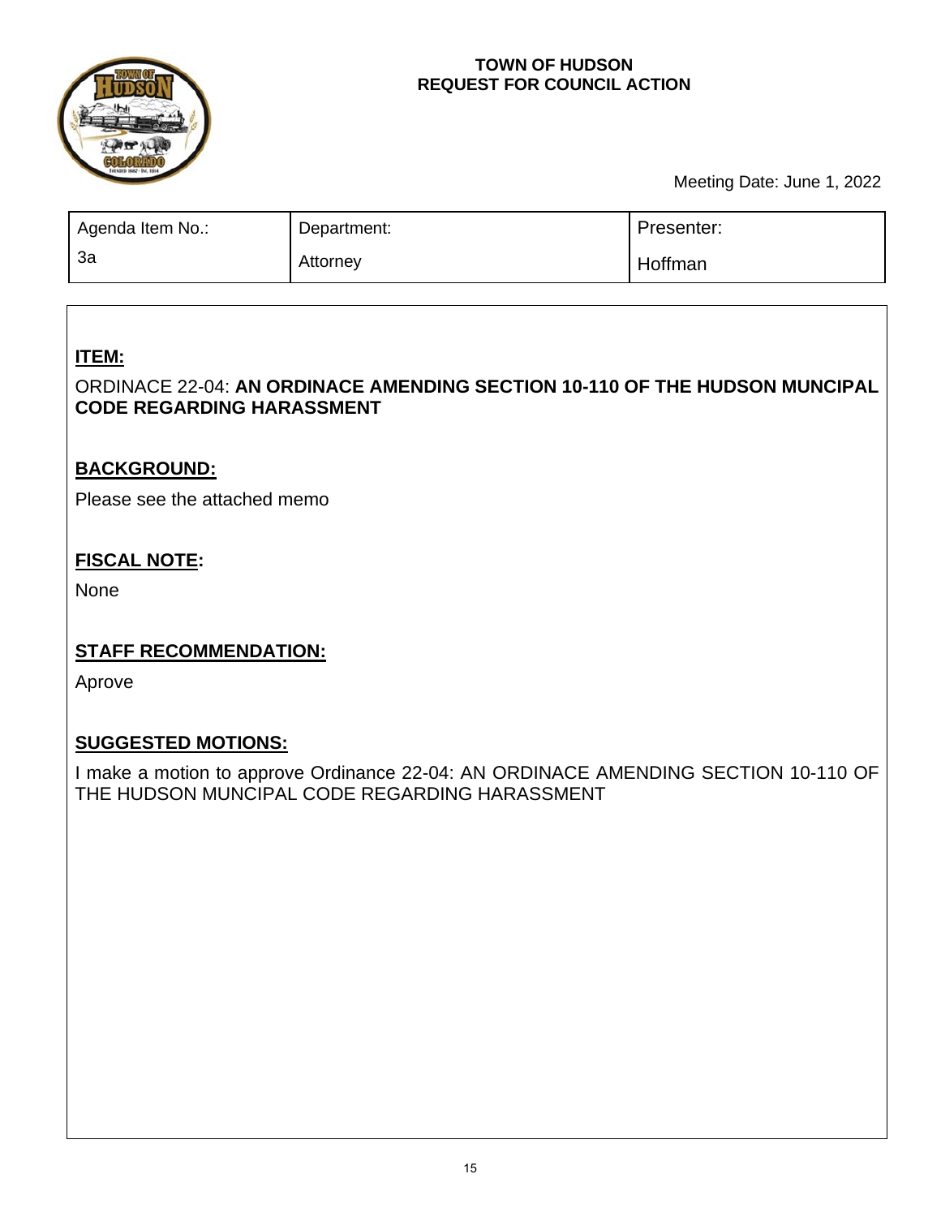**TOWN OF HUDSON**
**REQUEST FOR COUNCIL ACTION**

Meeting Date: June 1, 2022

| Agenda Item No.: | Department: | Presenter: |
| --- | --- | --- |
| 3a | Attorney | Hoffman |

## ITEM:

ORDINACE 22-04: **AN ORDINACE AMENDING SECTION 10-110 OF THE HUDSON MUNCIPAL CODE REGARDING HARASSMENT**

## BACKGROUND:

Please see the attached memo

## FISCAL NOTE:

None

## STAFF RECOMMENDATION:

Aprove

## SUGGESTED MOTIONS:

I make a motion to approve Ordinance 22-04: AN ORDINACE AMENDING SECTION 10-110 OF THE HUDSON MUNCIPAL CODE REGARDING HARASSMENT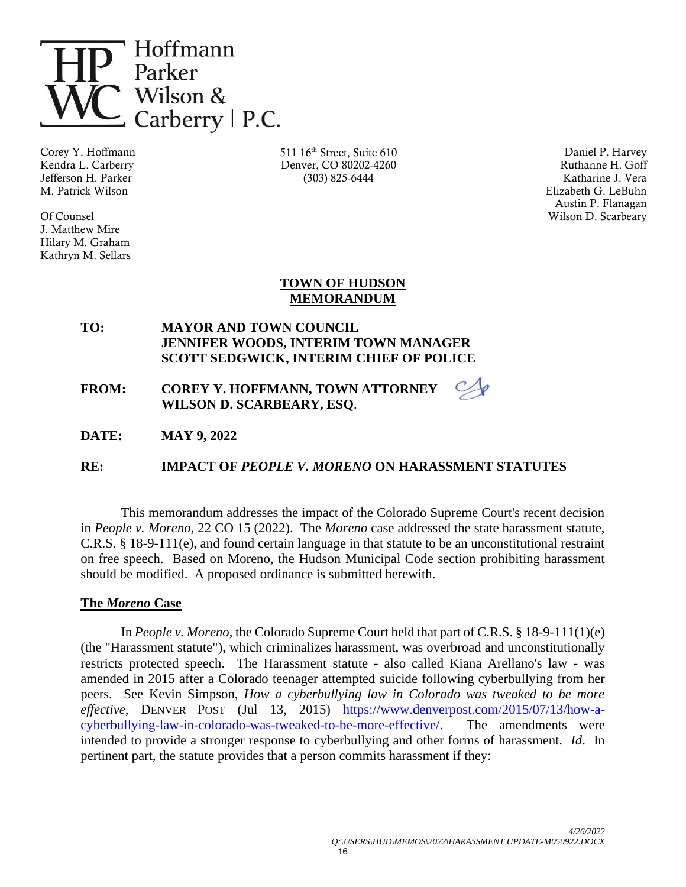Hoffmann Parker Wilson & Carberry | P.C.

Corey Y. Hoffmann
Kendra L. Carberry
Jefferson H. Parker
M. Patrick Wilson

Of Counsel
J. Matthew Mire
Hilary M. Graham
Kathryn M. Sellars

511 16th Street, Suite 610
Denver, CO 80202-4260
(303) 825-6444

Daniel P. Harvey
Ruthanne H. Goff
Katharine J. Vera
Elizabeth G. LeBuhn
Austin P. Flanagan
Wilson D. Scarbeary

**TOWN OF HUDSON**
**MEMORANDUM**

**TO:** **MAYOR AND TOWN COUNCIL**
**JENNIFER WOODS, INTERIM TOWN MANAGER**
**SCOTT SEDGWICK, INTERIM CHIEF OF POLICE**

**FROM:** **COREY Y. HOFFMANN, TOWN ATTORNEY**
**WILSON D. SCARBEARY, ESQ.**

**DATE:** **MAY 9, 2022**

**RE:** **IMPACT OF *PEOPLE V. MORENO* ON HARASSMENT STATUTES**

---

This memorandum addresses the impact of the Colorado Supreme Court's recent decision in *People v. Moreno*, 22 CO 15 (2022). The *Moreno* case addressed the state harassment statute, C.R.S. § 18-9-111(e), and found certain language in that statute to be an unconstitutional restraint on free speech. Based on Moreno, the Hudson Municipal Code section prohibiting harassment should be modified. A proposed ordinance is submitted herewith.

## The *Moreno* Case

In *People v. Moreno*, the Colorado Supreme Court held that part of C.R.S. § 18-9-111(1)(e) (the "Harassment statute"), which criminalizes harassment, was overbroad and unconstitutionally restricts protected speech. The Harassment statute - also called Kiana Arellano's law - was amended in 2015 after a Colorado teenager attempted suicide following cyberbullying from her peers. See Kevin Simpson, *How a cyberbullying law in Colorado was tweaked to be more effective*, DENVER POST (Jul 13, 2015) https://www.denverpost.com/2015/07/13/how-a-cyberbullying-law-in-colorado-was-tweaked-to-be-more-effective/. The amendments were intended to provide a stronger response to cyberbullying and other forms of harassment. *Id*. In pertinent part, the statute provides that a person commits harassment if they:

*4/26/2022*
*Q:\USERS\HUD\MEMOS\2022\HARASSMENT UPDATE-M050922.DOCX*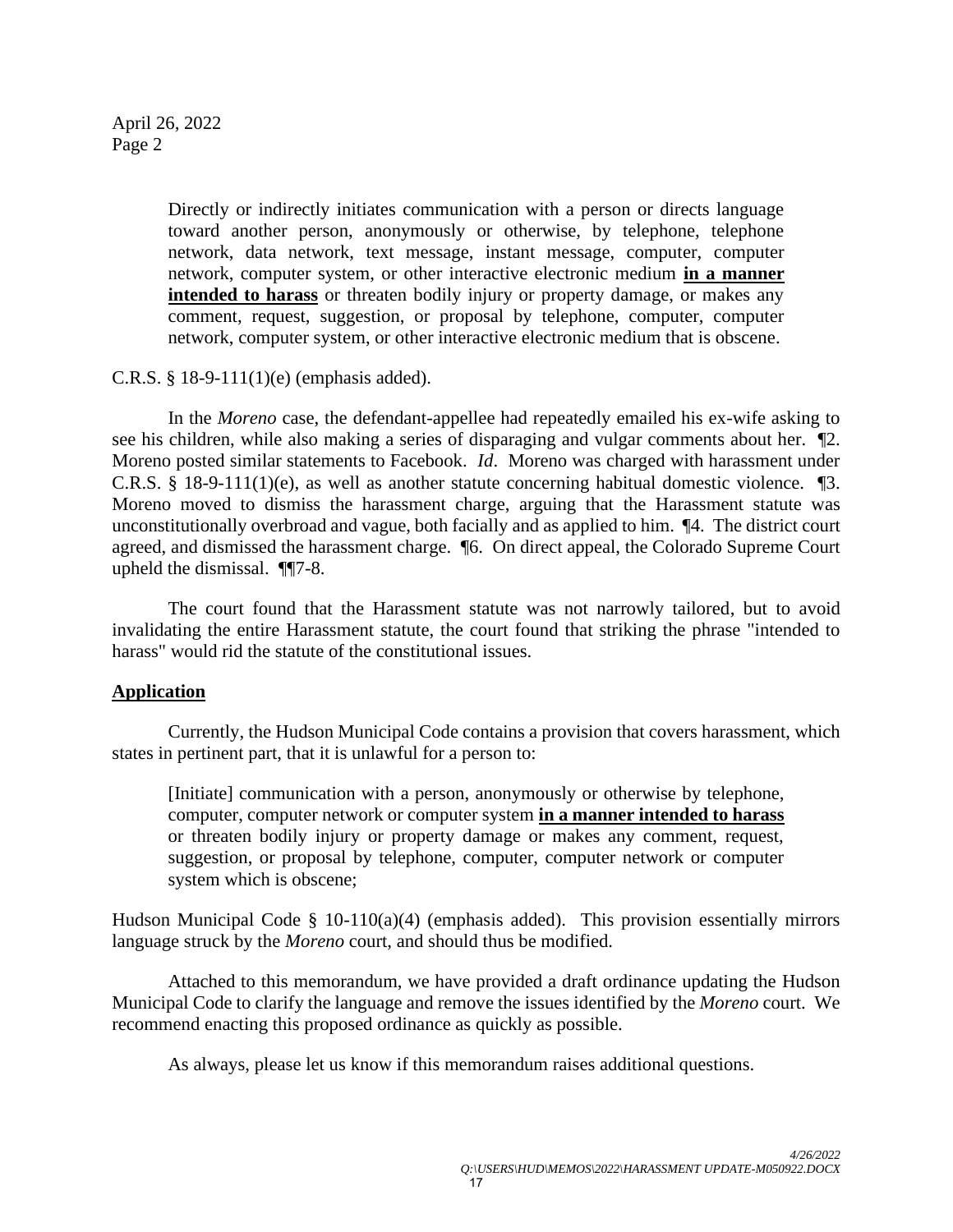> Directly or indirectly initiates communication with a person or directs language toward another person, anonymously or otherwise, by telephone, telephone network, data network, text message, instant message, computer, computer network, computer system, or other interactive electronic medium **in a manner intended to harass** or threaten bodily injury or property damage, or makes any comment, request, suggestion, or proposal by telephone, computer, computer network, computer system, or other interactive electronic medium that is obscene.

C.R.S. § 18-9-111(1)(e) (emphasis added).

In the *Moreno* case, the defendant-appellee had repeatedly emailed his ex-wife asking to see his children, while also making a series of disparaging and vulgar comments about her. ¶2. Moreno posted similar statements to Facebook. *Id*. Moreno was charged with harassment under C.R.S. § 18-9-111(1)(e), as well as another statute concerning habitual domestic violence. ¶3. Moreno moved to dismiss the harassment charge, arguing that the Harassment statute was unconstitutionally overbroad and vague, both facially and as applied to him. ¶4. The district court agreed, and dismissed the harassment charge. ¶6. On direct appeal, the Colorado Supreme Court upheld the dismissal. ¶¶7-8.

The court found that the Harassment statute was not narrowly tailored, but to avoid invalidating the entire Harassment statute, the court found that striking the phrase "intended to harass" would rid the statute of the constitutional issues.

**Application**

Currently, the Hudson Municipal Code contains a provision that covers harassment, which states in pertinent part, that it is unlawful for a person to:

> [Initiate] communication with a person, anonymously or otherwise by telephone, computer, computer network or computer system **in a manner intended to harass** or threaten bodily injury or property damage or makes any comment, request, suggestion, or proposal by telephone, computer, computer network or computer system which is obscene;

Hudson Municipal Code § 10-110(a)(4) (emphasis added). This provision essentially mirrors language struck by the *Moreno* court, and should thus be modified.

Attached to this memorandum, we have provided a draft ordinance updating the Hudson Municipal Code to clarify the language and remove the issues identified by the *Moreno* court. We recommend enacting this proposed ordinance as quickly as possible.

As always, please let us know if this memorandum raises additional questions.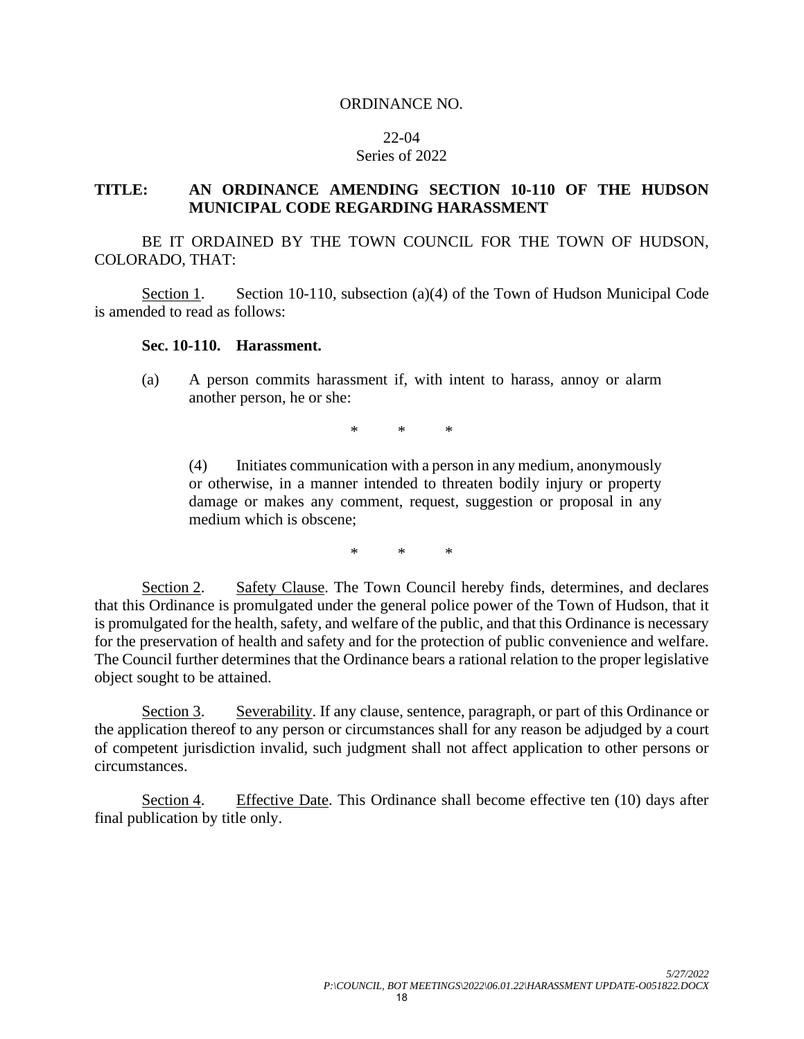ORDINANCE NO.

22-04
Series of 2022

**TITLE: AN ORDINANCE AMENDING SECTION 10-110 OF THE HUDSON MUNICIPAL CODE REGARDING HARASSMENT**

BE IT ORDAINED BY THE TOWN COUNCIL FOR THE TOWN OF HUDSON, COLORADO, THAT:

Section 1. Section 10-110, subsection (a)(4) of the Town of Hudson Municipal Code is amended to read as follows:

**Sec. 10-110. Harassment.**

(a) A person commits harassment if, with intent to harass, annoy or alarm another person, he or she:

\* \* \*

(4) Initiates communication with a person in any medium, anonymously or otherwise, in a manner intended to threaten bodily injury or property damage or makes any comment, request, suggestion or proposal in any medium which is obscene;

\* \* \*

Section 2. Safety Clause. The Town Council hereby finds, determines, and declares that this Ordinance is promulgated under the general police power of the Town of Hudson, that it is promulgated for the health, safety, and welfare of the public, and that this Ordinance is necessary for the preservation of health and safety and for the protection of public convenience and welfare. The Council further determines that the Ordinance bears a rational relation to the proper legislative object sought to be attained.

Section 3. Severability. If any clause, sentence, paragraph, or part of this Ordinance or the application thereof to any person or circumstances shall for any reason be adjudged by a court of competent jurisdiction invalid, such judgment shall not affect application to other persons or circumstances.

Section 4. Effective Date. This Ordinance shall become effective ten (10) days after final publication by title only.

*5/27/2022*
*P:\COUNCIL, BOT MEETINGS\2022\06.01.22\HARASSMENT UPDATE-O051822.DOCX*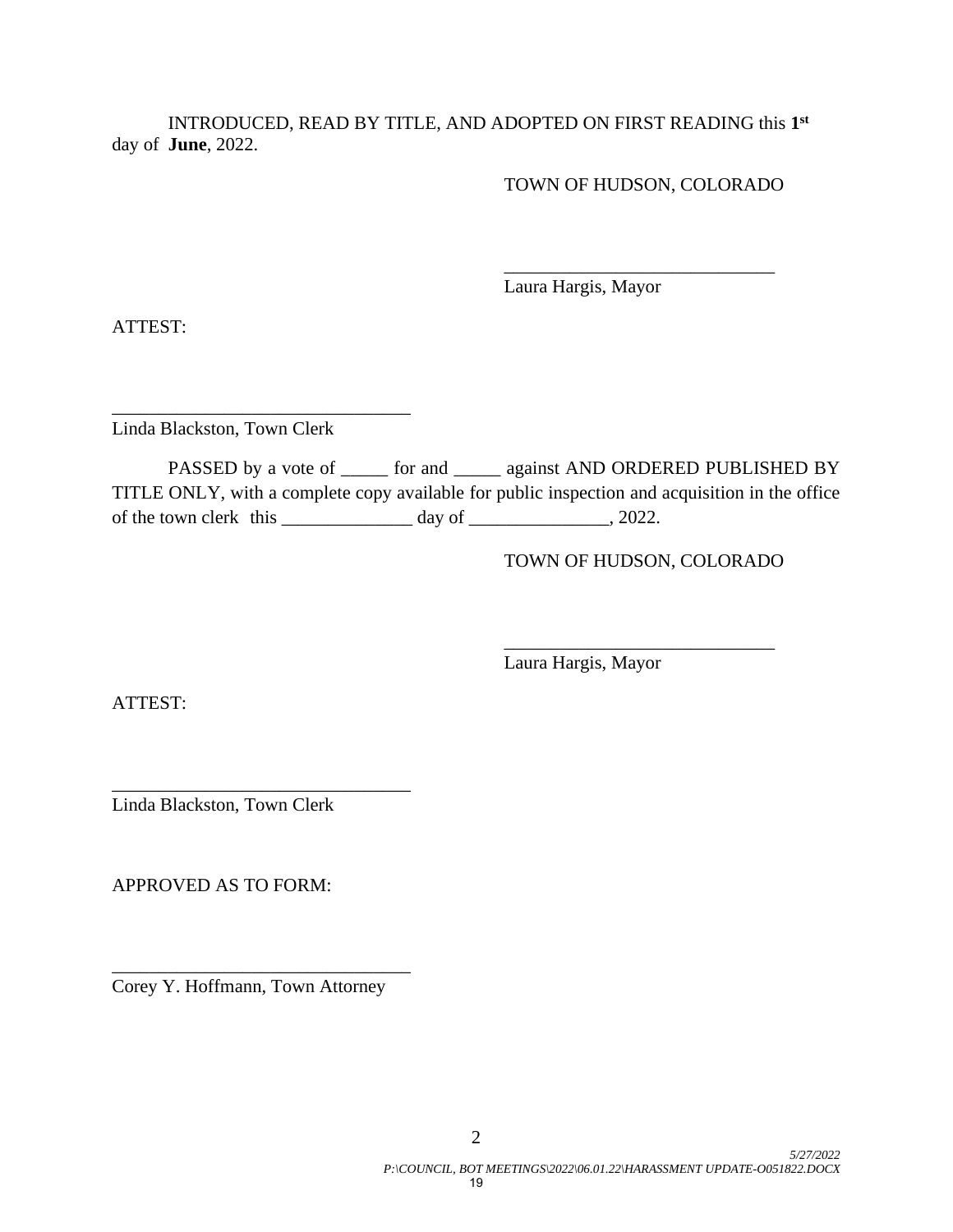INTRODUCED, READ BY TITLE, AND ADOPTED ON FIRST READING this **1st** day of **June**, 2022.

TOWN OF HUDSON, COLORADO

_____________________________
Laura Hargis, Mayor

ATTEST:

_______________________________
Linda Blackston, Town Clerk

PASSED by a vote of _____ for and _____ against AND ORDERED PUBLISHED BY TITLE ONLY, with a complete copy available for public inspection and acquisition in the office of the town clerk this ______________ day of _______________, 2022.

TOWN OF HUDSON, COLORADO

_____________________________
Laura Hargis, Mayor

ATTEST:

_______________________________
Linda Blackston, Town Clerk

APPROVED AS TO FORM:

_______________________________
Corey Y. Hoffmann, Town Attorney

*5/27/2022*
*P:\COUNCIL, BOT MEETINGS\2022\06.01.22\HARASSMENT UPDATE-O051822.DOCX*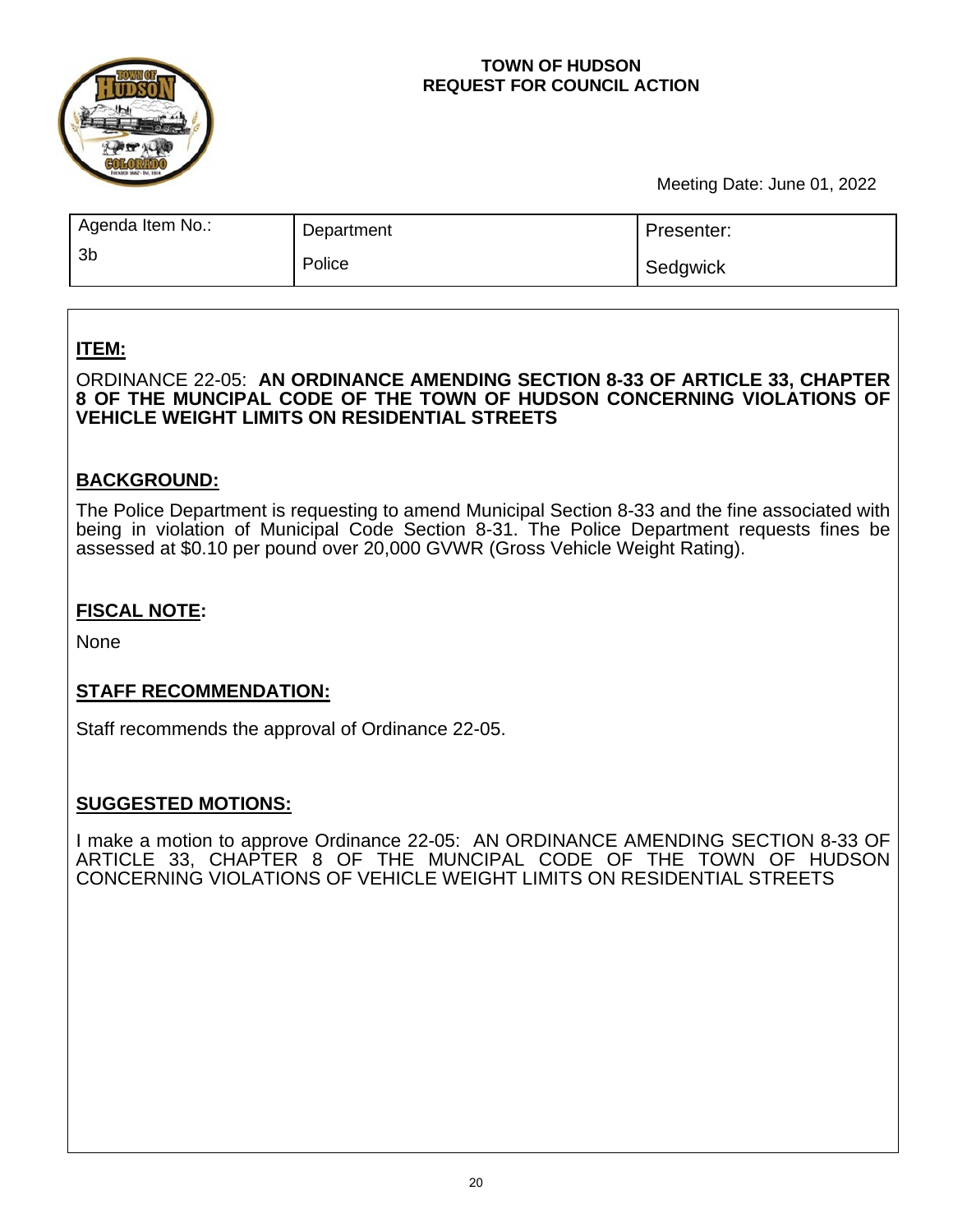**TOWN OF HUDSON**
**REQUEST FOR COUNCIL ACTION**

Meeting Date: June 01, 2022

| Agenda Item No.: | Department | Presenter: |
| --- | --- | --- |
| 3b | Police | Sedgwick |

## ITEM:

ORDINANCE 22-05: **AN ORDINANCE AMENDING SECTION 8-33 OF ARTICLE 33, CHAPTER 8 OF THE MUNCIPAL CODE OF THE TOWN OF HUDSON CONCERNING VIOLATIONS OF VEHICLE WEIGHT LIMITS ON RESIDENTIAL STREETS**

## BACKGROUND:

The Police Department is requesting to amend Municipal Section 8-33 and the fine associated with being in violation of Municipal Code Section 8-31. The Police Department requests fines be assessed at $0.10 per pound over 20,000 GVWR (Gross Vehicle Weight Rating).

## FISCAL NOTE:

None

## STAFF RECOMMENDATION:

Staff recommends the approval of Ordinance 22-05.

## SUGGESTED MOTIONS:

I make a motion to approve Ordinance 22-05: AN ORDINANCE AMENDING SECTION 8-33 OF ARTICLE 33, CHAPTER 8 OF THE MUNCIPAL CODE OF THE TOWN OF HUDSON CONCERNING VIOLATIONS OF VEHICLE WEIGHT LIMITS ON RESIDENTIAL STREETS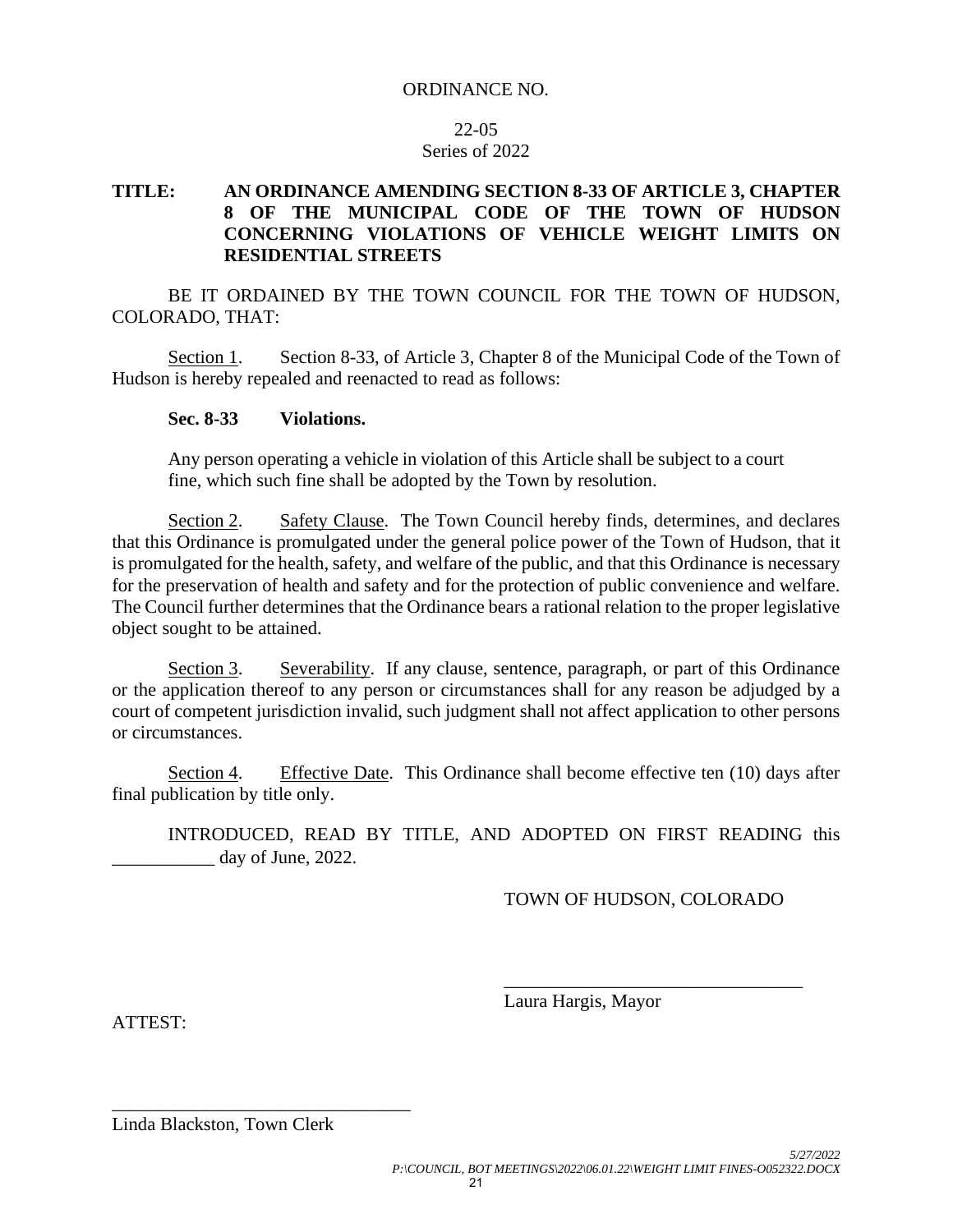ORDINANCE NO.

22-05
Series of 2022

**TITLE: AN ORDINANCE AMENDING SECTION 8-33 OF ARTICLE 3, CHAPTER 8 OF THE MUNICIPAL CODE OF THE TOWN OF HUDSON CONCERNING VIOLATIONS OF VEHICLE WEIGHT LIMITS ON RESIDENTIAL STREETS**

BE IT ORDAINED BY THE TOWN COUNCIL FOR THE TOWN OF HUDSON, COLORADO, THAT:

Section 1. Section 8-33, of Article 3, Chapter 8 of the Municipal Code of the Town of Hudson is hereby repealed and reenacted to read as follows:

**Sec. 8-33 Violations.**

Any person operating a vehicle in violation of this Article shall be subject to a court fine, which such fine shall be adopted by the Town by resolution.

Section 2. Safety Clause. The Town Council hereby finds, determines, and declares that this Ordinance is promulgated under the general police power of the Town of Hudson, that it is promulgated for the health, safety, and welfare of the public, and that this Ordinance is necessary for the preservation of health and safety and for the protection of public convenience and welfare. The Council further determines that the Ordinance bears a rational relation to the proper legislative object sought to be attained.

Section 3. Severability. If any clause, sentence, paragraph, or part of this Ordinance or the application thereof to any person or circumstances shall for any reason be adjudged by a court of competent jurisdiction invalid, such judgment shall not affect application to other persons or circumstances.

Section 4. Effective Date. This Ordinance shall become effective ten (10) days after final publication by title only.

INTRODUCED, READ BY TITLE, AND ADOPTED ON FIRST READING this ___________ day of June, 2022.

TOWN OF HUDSON, COLORADO

________________________________
Laura Hargis, Mayor

ATTEST:

________________________________
Linda Blackston, Town Clerk

*5/27/2022*
*P:\COUNCIL, BOT MEETINGS\2022\06.01.22\WEIGHT LIMIT FINES-O052322.DOCX*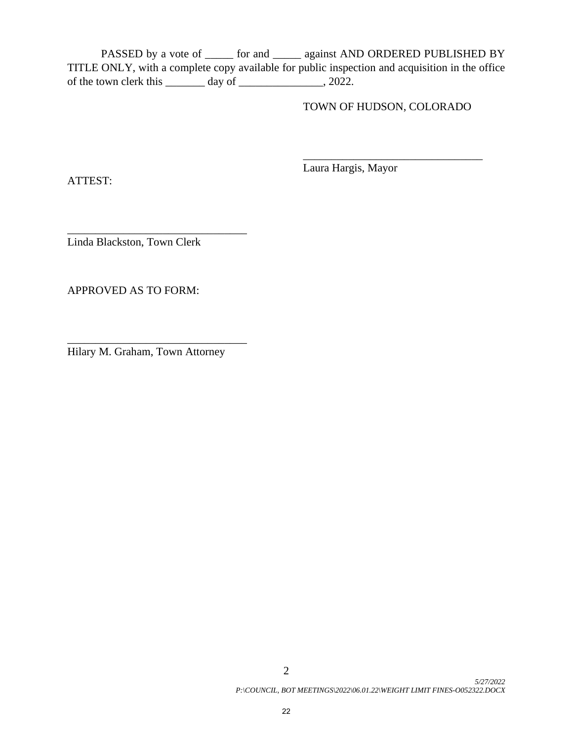PASSED by a vote of _____ for and _____ against AND ORDERED PUBLISHED BY TITLE ONLY, with a complete copy available for public inspection and acquisition in the office of the town clerk this _______ day of _______________, 2022.

TOWN OF HUDSON, COLORADO

________________________________
Laura Hargis, Mayor

ATTEST:

________________________________
Linda Blackston, Town Clerk

APPROVED AS TO FORM:

________________________________
Hilary M. Graham, Town Attorney

*5/27/2022*
*P:\COUNCIL, BOT MEETINGS\2022\06.01.22\WEIGHT LIMIT FINES-O052322.DOCX*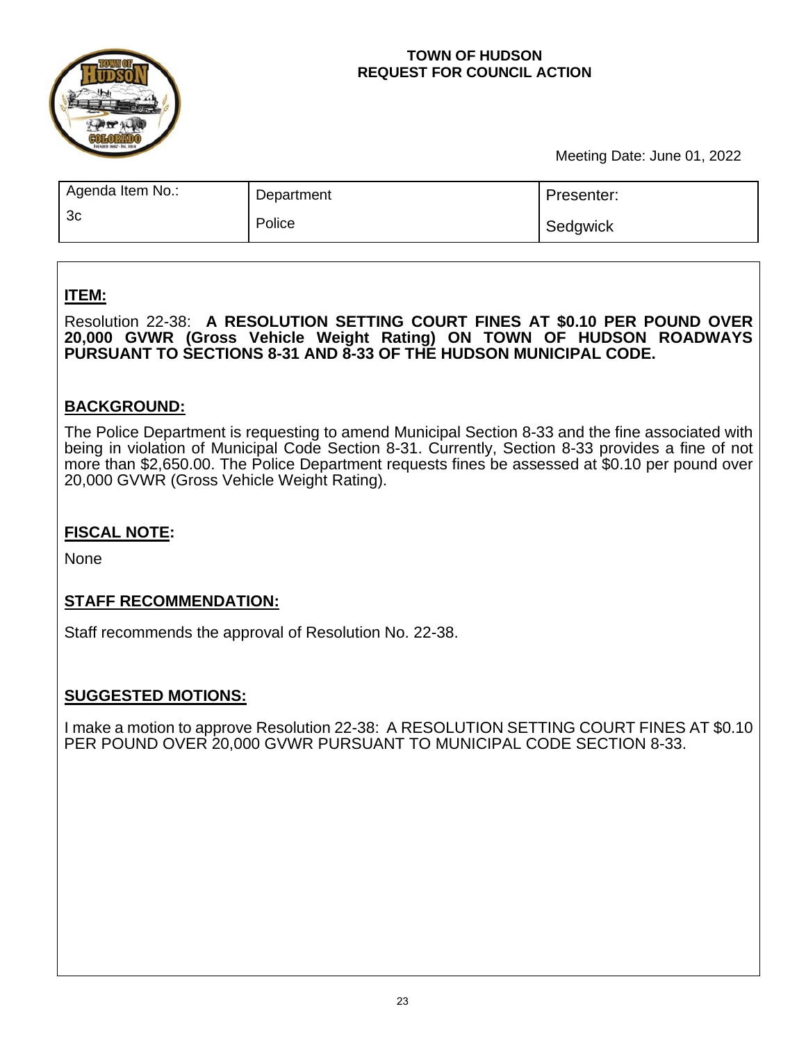**TOWN OF HUDSON**
**REQUEST FOR COUNCIL ACTION**

Meeting Date: June 01, 2022

| Agenda Item No.: | Department | Presenter: |
| --- | --- | --- |
| 3c | Police | Sedgwick |

## ITEM:

Resolution 22-38: **A RESOLUTION SETTING COURT FINES AT $0.10 PER POUND OVER 20,000 GVWR (Gross Vehicle Weight Rating) ON TOWN OF HUDSON ROADWAYS PURSUANT TO SECTIONS 8-31 AND 8-33 OF THE HUDSON MUNICIPAL CODE.**

## BACKGROUND:

The Police Department is requesting to amend Municipal Section 8-33 and the fine associated with being in violation of Municipal Code Section 8-31. Currently, Section 8-33 provides a fine of not more than $2,650.00. The Police Department requests fines be assessed at $0.10 per pound over 20,000 GVWR (Gross Vehicle Weight Rating).

## FISCAL NOTE:

None

## STAFF RECOMMENDATION:

Staff recommends the approval of Resolution No. 22-38.

## SUGGESTED MOTIONS:

I make a motion to approve Resolution 22-38: A RESOLUTION SETTING COURT FINES AT $0.10 PER POUND OVER 20,000 GVWR PURSUANT TO MUNICIPAL CODE SECTION 8-33.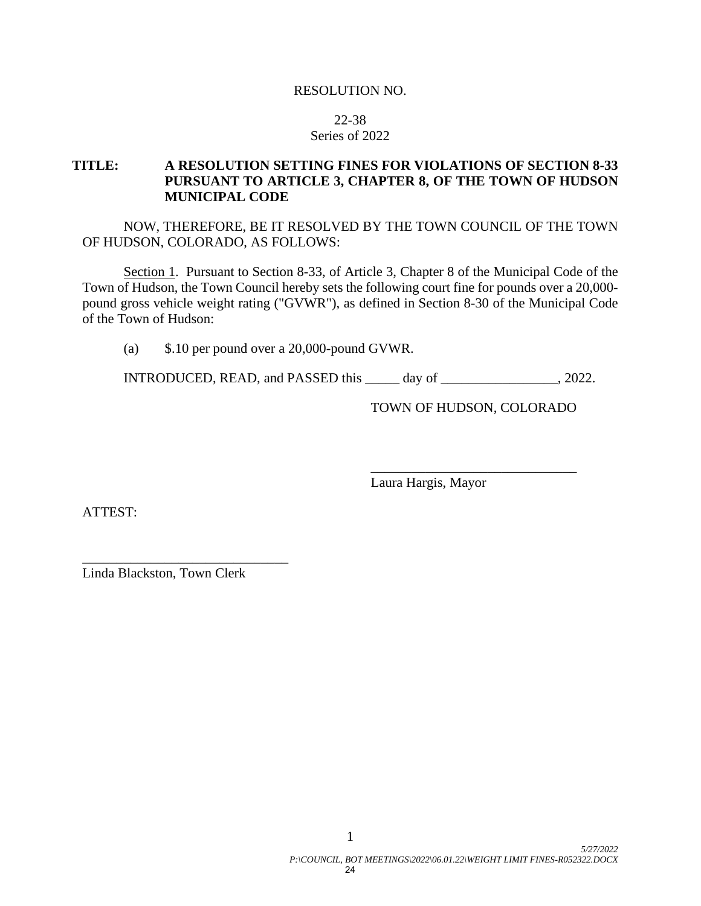RESOLUTION NO.

22-38
Series of 2022

**TITLE: A RESOLUTION SETTING FINES FOR VIOLATIONS OF SECTION 8-33 PURSUANT TO ARTICLE 3, CHAPTER 8, OF THE TOWN OF HUDSON MUNICIPAL CODE**

NOW, THEREFORE, BE IT RESOLVED BY THE TOWN COUNCIL OF THE TOWN OF HUDSON, COLORADO, AS FOLLOWS:

Section 1. Pursuant to Section 8-33, of Article 3, Chapter 8 of the Municipal Code of the Town of Hudson, the Town Council hereby sets the following court fine for pounds over a 20,000-pound gross vehicle weight rating ("GVWR"), as defined in Section 8-30 of the Municipal Code of the Town of Hudson:

(a) $.10 per pound over a 20,000-pound GVWR.

INTRODUCED, READ, and PASSED this _____ day of _________________, 2022.

TOWN OF HUDSON, COLORADO

______________________________
Laura Hargis, Mayor

ATTEST:

______________________________
Linda Blackston, Town Clerk

*5/27/2022*
*P:\COUNCIL, BOT MEETINGS\2022\06.01.22\WEIGHT LIMIT FINES-R052322.DOCX*